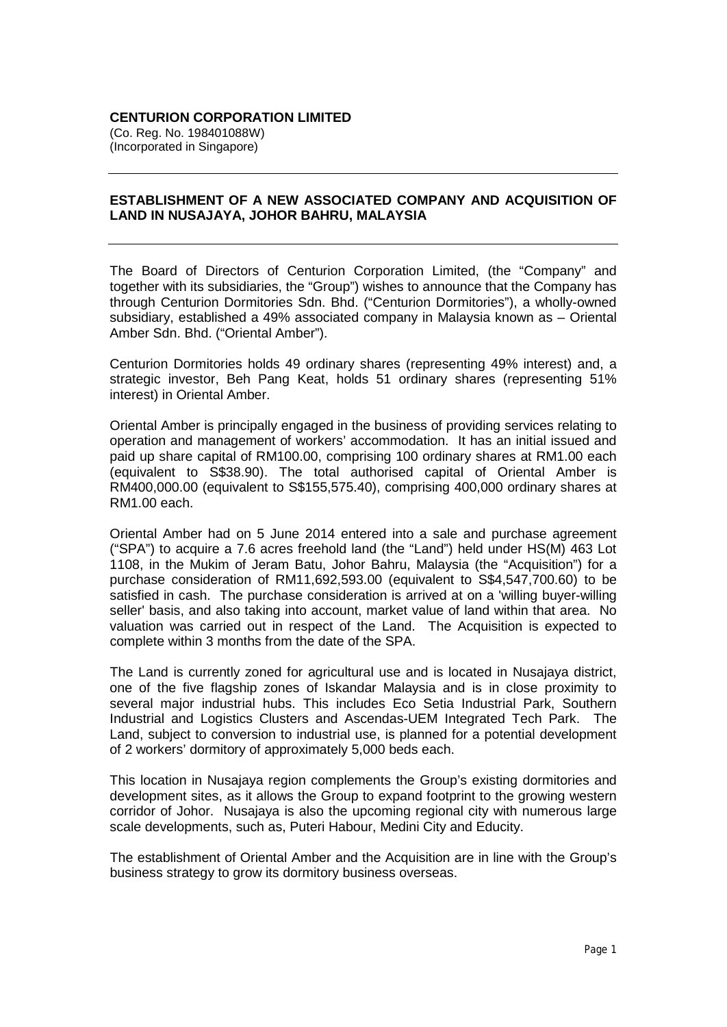**CENTURION CORPORATION LIMITED**
(Co. Reg. No. 198401088W)
(Incorporated in Singapore)

---

**ESTABLISHMENT OF A NEW ASSOCIATED COMPANY AND ACQUISITION OF LAND IN NUSAJAYA, JOHOR BAHRU, MALAYSIA**

---

The Board of Directors of Centurion Corporation Limited, (the "Company" and together with its subsidiaries, the "Group") wishes to announce that the Company has through Centurion Dormitories Sdn. Bhd. ("Centurion Dormitories"), a wholly-owned subsidiary, established a 49% associated company in Malaysia known as – Oriental Amber Sdn. Bhd. ("Oriental Amber").

Centurion Dormitories holds 49 ordinary shares (representing 49% interest) and, a strategic investor, Beh Pang Keat, holds 51 ordinary shares (representing 51% interest) in Oriental Amber.

Oriental Amber is principally engaged in the business of providing services relating to operation and management of workers' accommodation. It has an initial issued and paid up share capital of RM100.00, comprising 100 ordinary shares at RM1.00 each (equivalent to S$38.90). The total authorised capital of Oriental Amber is RM400,000.00 (equivalent to S$155,575.40), comprising 400,000 ordinary shares at RM1.00 each.

Oriental Amber had on 5 June 2014 entered into a sale and purchase agreement ("SPA") to acquire a 7.6 acres freehold land (the "Land") held under HS(M) 463 Lot 1108, in the Mukim of Jeram Batu, Johor Bahru, Malaysia (the "Acquisition") for a purchase consideration of RM11,692,593.00 (equivalent to S$4,547,700.60) to be satisfied in cash. The purchase consideration is arrived at on a 'willing buyer-willing seller' basis, and also taking into account, market value of land within that area. No valuation was carried out in respect of the Land. The Acquisition is expected to complete within 3 months from the date of the SPA.

The Land is currently zoned for agricultural use and is located in Nusajaya district, one of the five flagship zones of Iskandar Malaysia and is in close proximity to several major industrial hubs. This includes Eco Setia Industrial Park, Southern Industrial and Logistics Clusters and Ascendas-UEM Integrated Tech Park. The Land, subject to conversion to industrial use, is planned for a potential development of 2 workers' dormitory of approximately 5,000 beds each.

This location in Nusajaya region complements the Group's existing dormitories and development sites, as it allows the Group to expand footprint to the growing western corridor of Johor. Nusajaya is also the upcoming regional city with numerous large scale developments, such as, Puteri Habour, Medini City and Educity.

The establishment of Oriental Amber and the Acquisition are in line with the Group's business strategy to grow its dormitory business overseas.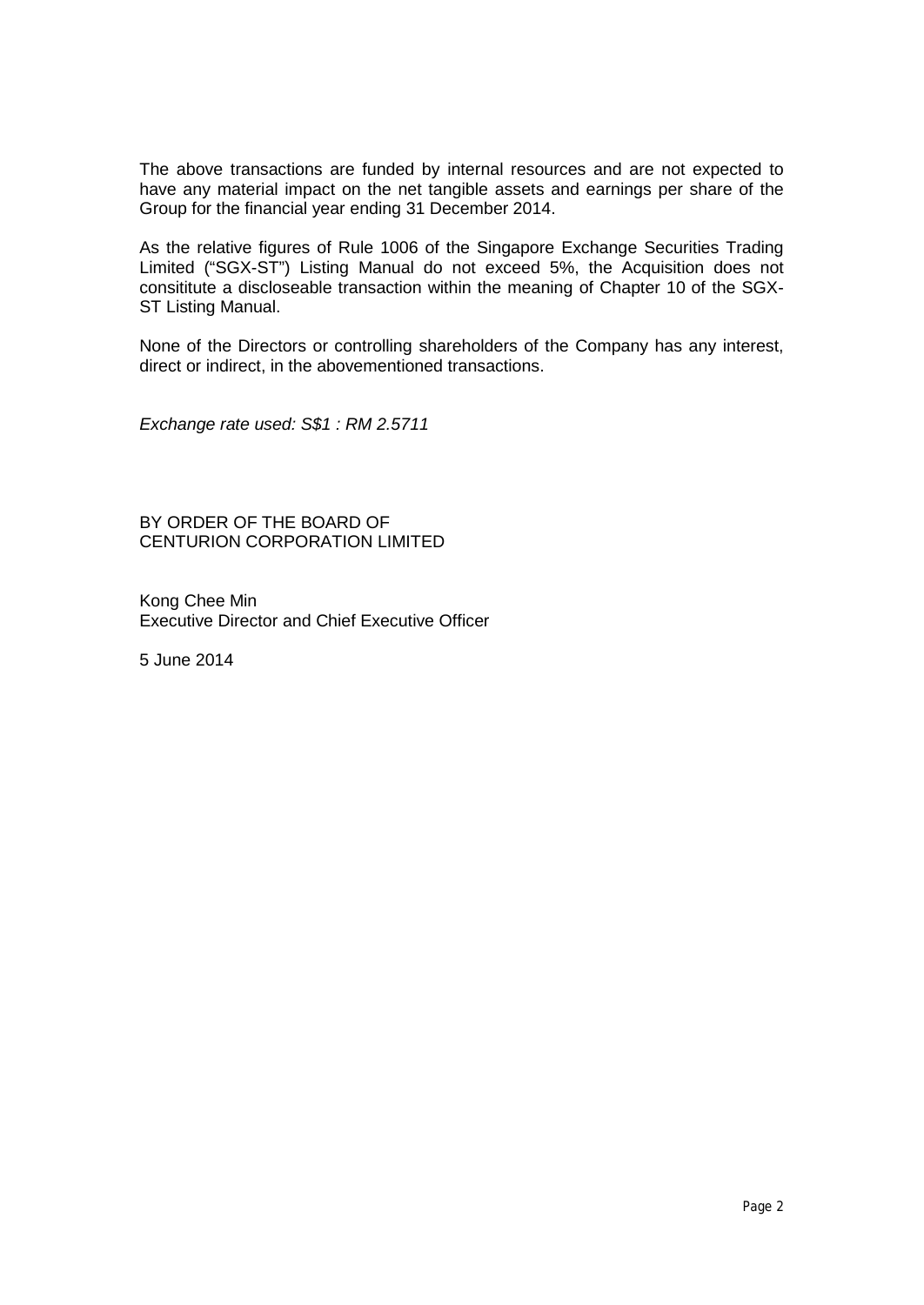The above transactions are funded by internal resources and are not expected to have any material impact on the net tangible assets and earnings per share of the Group for the financial year ending 31 December 2014.

As the relative figures of Rule 1006 of the Singapore Exchange Securities Trading Limited ("SGX-ST") Listing Manual do not exceed 5%, the Acquisition does not consititute a discloseable transaction within the meaning of Chapter 10 of the SGX-ST Listing Manual.

None of the Directors or controlling shareholders of the Company has any interest, direct or indirect, in the abovementioned transactions.

*Exchange rate used: S$1 : RM 2.5711*

BY ORDER OF THE BOARD OF
CENTURION CORPORATION LIMITED

Kong Chee Min
Executive Director and Chief Executive Officer

5 June 2014